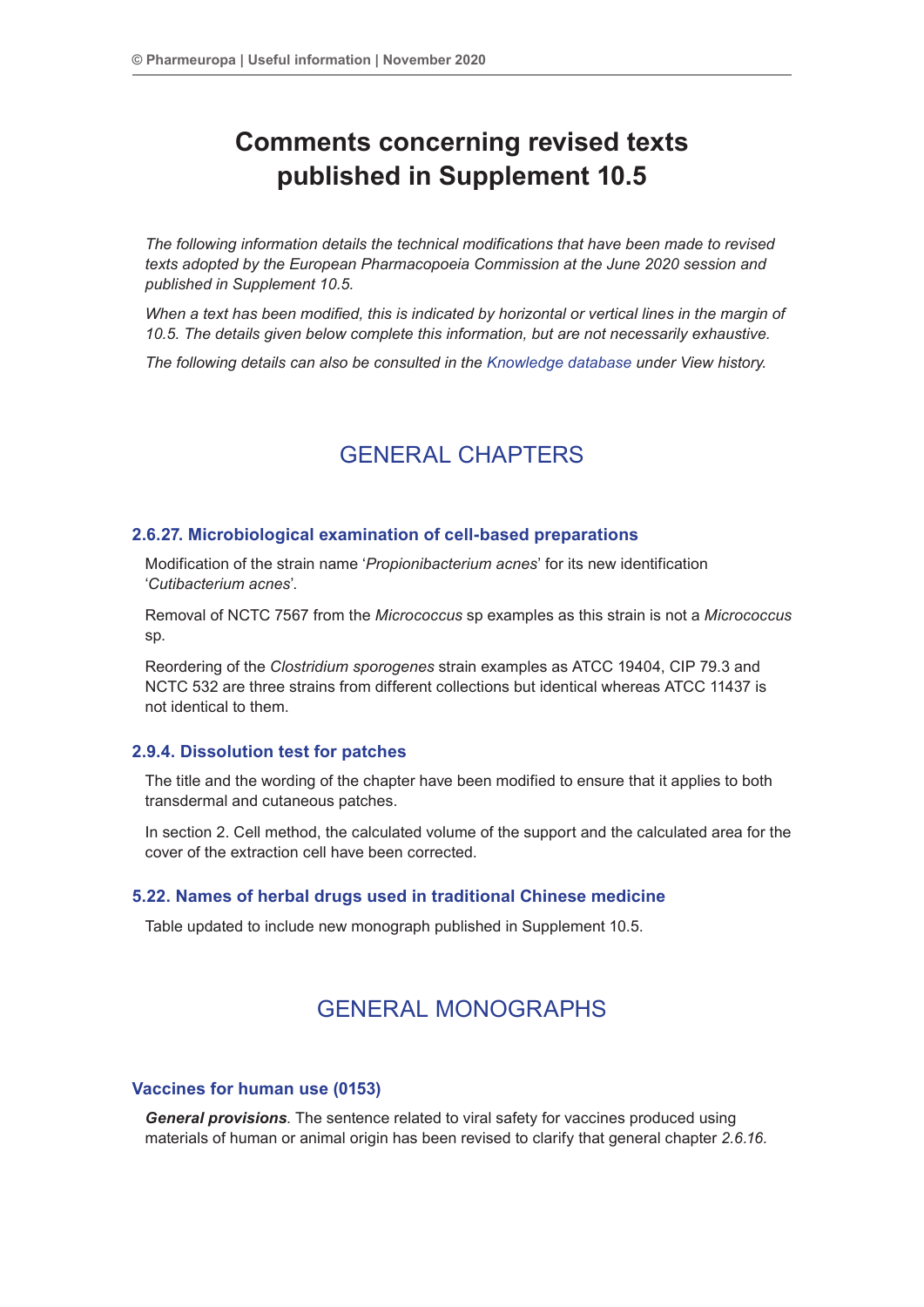# Comments concerning revised texts published in Supplement 10.5

*The following information details the technical modifications that have been made to revised texts adopted by the European Pharmacopoeia Commission at the June 2020 session and published in Supplement 10.5.*

*When a text has been modified, this is indicated by horizontal or vertical lines in the margin of 10.5. The details given below complete this information, but are not necessarily exhaustive.*

*The following details can also be consulted in the Knowledge database under View history.*

## GENERAL CHAPTERS

### 2.6.27. Microbiological examination of cell-based preparations

Modification of the strain name '*Propionibacterium acnes*' for its new identification '*Cutibacterium acnes*'.

Removal of NCTC 7567 from the *Micrococcus* sp examples as this strain is not a *Micrococcus* sp.

Reordering of the *Clostridium sporogenes* strain examples as ATCC 19404, CIP 79.3 and NCTC 532 are three strains from different collections but identical whereas ATCC 11437 is not identical to them.

### 2.9.4. Dissolution test for patches

The title and the wording of the chapter have been modified to ensure that it applies to both transdermal and cutaneous patches.

In section 2. Cell method, the calculated volume of the support and the calculated area for the cover of the extraction cell have been corrected.

### 5.22. Names of herbal drugs used in traditional Chinese medicine

Table updated to include new monograph published in Supplement 10.5.

## GENERAL MONOGRAPHS

### Vaccines for human use (0153)

***General provisions***. The sentence related to viral safety for vaccines produced using materials of human or animal origin has been revised to clarify that general chapter *2.6.16.*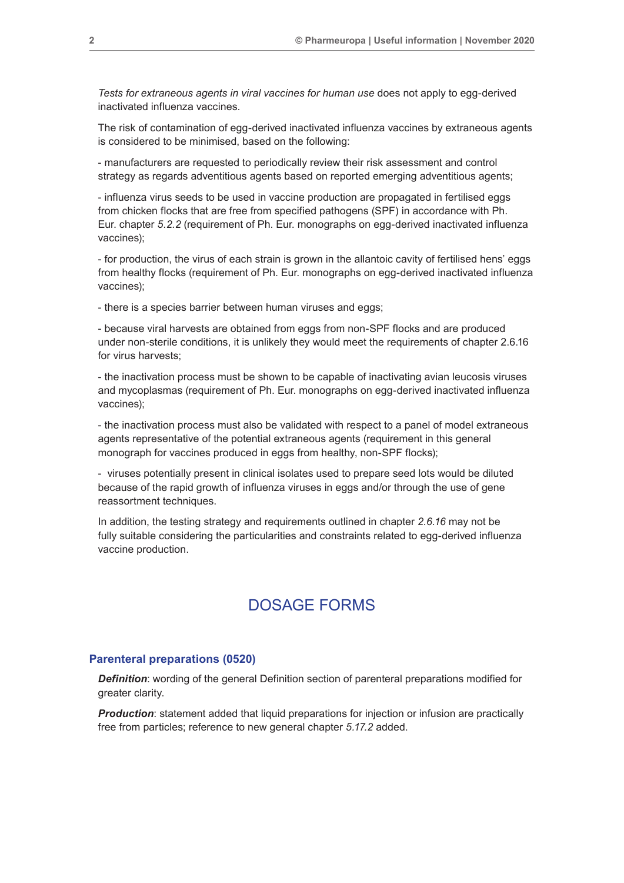*Tests for extraneous agents in viral vaccines for human use* does not apply to egg-derived inactivated influenza vaccines.

The risk of contamination of egg-derived inactivated influenza vaccines by extraneous agents is considered to be minimised, based on the following:

- manufacturers are requested to periodically review their risk assessment and control strategy as regards adventitious agents based on reported emerging adventitious agents;

- influenza virus seeds to be used in vaccine production are propagated in fertilised eggs from chicken flocks that are free from specified pathogens (SPF) in accordance with Ph. Eur. chapter *5.2.2* (requirement of Ph. Eur. monographs on egg-derived inactivated influenza vaccines);

- for production, the virus of each strain is grown in the allantoic cavity of fertilised hens' eggs from healthy flocks (requirement of Ph. Eur. monographs on egg-derived inactivated influenza vaccines);

- there is a species barrier between human viruses and eggs;

- because viral harvests are obtained from eggs from non-SPF flocks and are produced under non-sterile conditions, it is unlikely they would meet the requirements of chapter 2.6.16 for virus harvests;

- the inactivation process must be shown to be capable of inactivating avian leucosis viruses and mycoplasmas (requirement of Ph. Eur. monographs on egg-derived inactivated influenza vaccines);

- the inactivation process must also be validated with respect to a panel of model extraneous agents representative of the potential extraneous agents (requirement in this general monograph for vaccines produced in eggs from healthy, non-SPF flocks);

- viruses potentially present in clinical isolates used to prepare seed lots would be diluted because of the rapid growth of influenza viruses in eggs and/or through the use of gene reassortment techniques.

In addition, the testing strategy and requirements outlined in chapter *2.6.16* may not be fully suitable considering the particularities and constraints related to egg-derived influenza vaccine production.

## DOSAGE FORMS

### Parenteral preparations (0520)

***Definition***: wording of the general Definition section of parenteral preparations modified for greater clarity.

***Production***: statement added that liquid preparations for injection or infusion are practically free from particles; reference to new general chapter *5.17.2* added.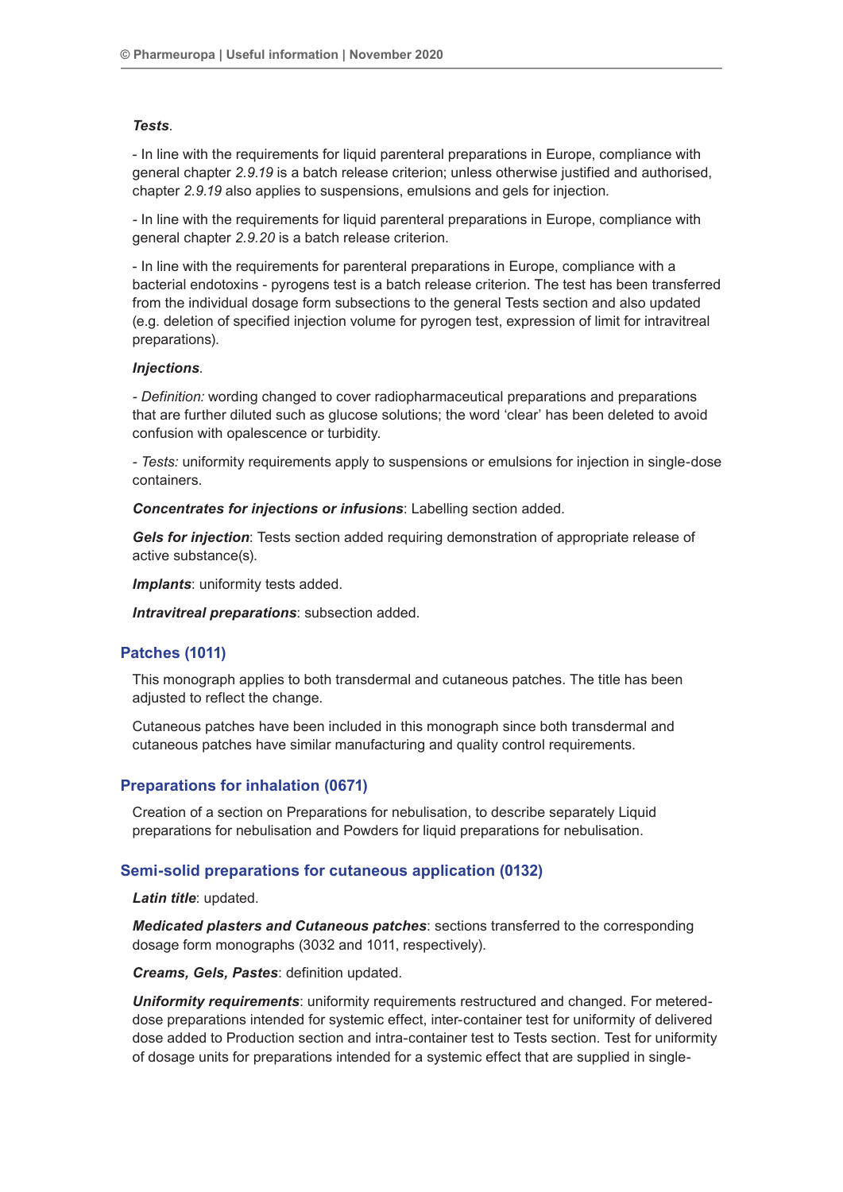***Tests***.

- In line with the requirements for liquid parenteral preparations in Europe, compliance with general chapter *2.9.19* is a batch release criterion; unless otherwise justified and authorised, chapter *2.9.19* also applies to suspensions, emulsions and gels for injection.

- In line with the requirements for liquid parenteral preparations in Europe, compliance with general chapter *2.9.20* is a batch release criterion.

- In line with the requirements for parenteral preparations in Europe, compliance with a bacterial endotoxins - pyrogens test is a batch release criterion. The test has been transferred from the individual dosage form subsections to the general Tests section and also updated (e.g. deletion of specified injection volume for pyrogen test, expression of limit for intravitreal preparations).

***Injections***.

- *Definition:* wording changed to cover radiopharmaceutical preparations and preparations that are further diluted such as glucose solutions; the word 'clear' has been deleted to avoid confusion with opalescence or turbidity.

- *Tests:* uniformity requirements apply to suspensions or emulsions for injection in single-dose containers.

***Concentrates for injections or infusions***: Labelling section added.

***Gels for injection***: Tests section added requiring demonstration of appropriate release of active substance(s).

***Implants***: uniformity tests added.

***Intravitreal preparations***: subsection added.

## Patches (1011)

This monograph applies to both transdermal and cutaneous patches. The title has been adjusted to reflect the change.

Cutaneous patches have been included in this monograph since both transdermal and cutaneous patches have similar manufacturing and quality control requirements.

## Preparations for inhalation (0671)

Creation of a section on Preparations for nebulisation, to describe separately Liquid preparations for nebulisation and Powders for liquid preparations for nebulisation.

## Semi-solid preparations for cutaneous application (0132)

***Latin title***: updated.

***Medicated plasters and Cutaneous patches***: sections transferred to the corresponding dosage form monographs (3032 and 1011, respectively).

***Creams, Gels, Pastes***: definition updated.

***Uniformity requirements***: uniformity requirements restructured and changed. For metered-dose preparations intended for systemic effect, inter-container test for uniformity of delivered dose added to Production section and intra-container test to Tests section. Test for uniformity of dosage units for preparations intended for a systemic effect that are supplied in single-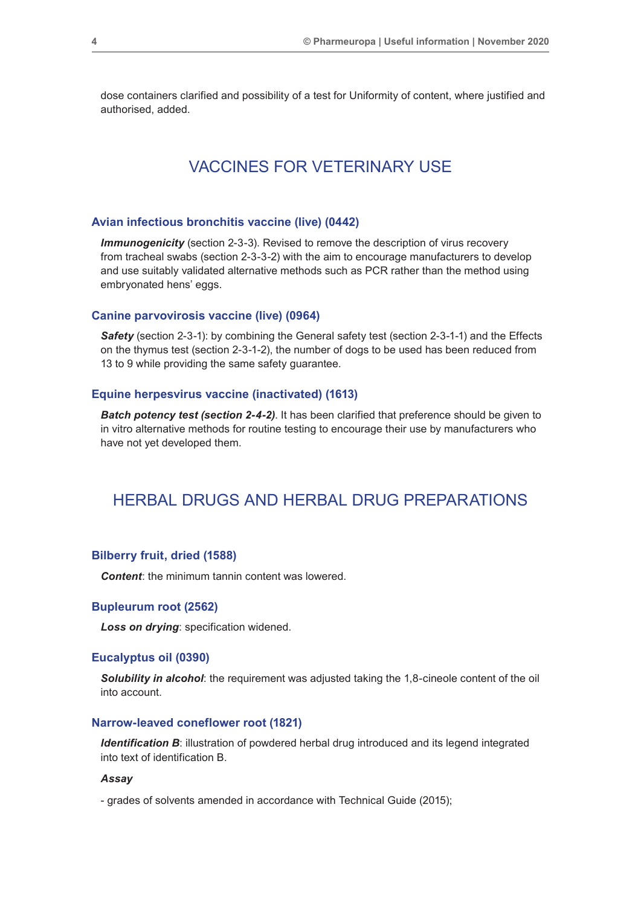dose containers clarified and possibility of a test for Uniformity of content, where justified and authorised, added.

## VACCINES FOR VETERINARY USE

### Avian infectious bronchitis vaccine (live) (0442)

***Immunogenicity*** (section 2-3-3). Revised to remove the description of virus recovery from tracheal swabs (section 2-3-3-2) with the aim to encourage manufacturers to develop and use suitably validated alternative methods such as PCR rather than the method using embryonated hens' eggs.

### Canine parvovirosis vaccine (live) (0964)

***Safety*** (section 2-3-1): by combining the General safety test (section 2-3-1-1) and the Effects on the thymus test (section 2-3-1-2), the number of dogs to be used has been reduced from 13 to 9 while providing the same safety guarantee.

### Equine herpesvirus vaccine (inactivated) (1613)

***Batch potency test (section 2-4-2)***. It has been clarified that preference should be given to in vitro alternative methods for routine testing to encourage their use by manufacturers who have not yet developed them.

## HERBAL DRUGS AND HERBAL DRUG PREPARATIONS

### Bilberry fruit, dried (1588)

***Content***: the minimum tannin content was lowered.

### Bupleurum root (2562)

***Loss on drying***: specification widened.

### Eucalyptus oil (0390)

***Solubility in alcohol***: the requirement was adjusted taking the 1,8-cineole content of the oil into account.

### Narrow-leaved coneflower root (1821)

***Identification B***: illustration of powdered herbal drug introduced and its legend integrated into text of identification B.

***Assay***

- grades of solvents amended in accordance with Technical Guide (2015);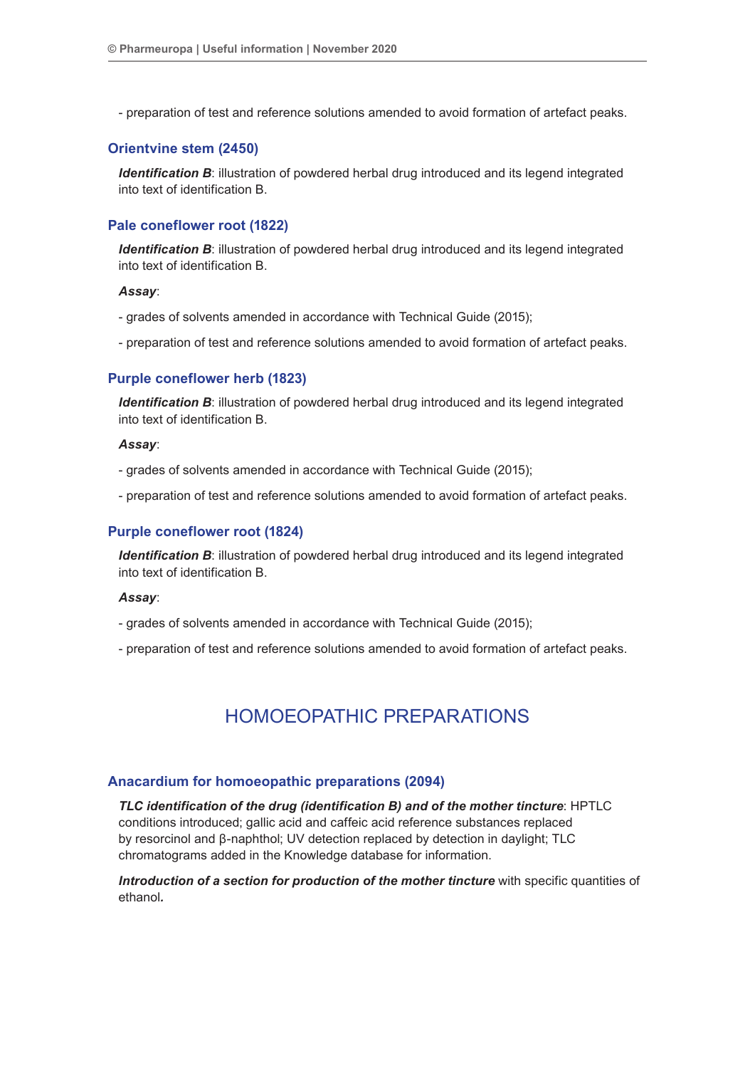- preparation of test and reference solutions amended to avoid formation of artefact peaks.

### Orientvine stem (2450)

***Identification B***: illustration of powdered herbal drug introduced and its legend integrated into text of identification B.

### Pale coneflower root (1822)

***Identification B***: illustration of powdered herbal drug introduced and its legend integrated into text of identification B.

***Assay***:

- grades of solvents amended in accordance with Technical Guide (2015);

- preparation of test and reference solutions amended to avoid formation of artefact peaks.

### Purple coneflower herb (1823)

***Identification B***: illustration of powdered herbal drug introduced and its legend integrated into text of identification B.

***Assay***:

- grades of solvents amended in accordance with Technical Guide (2015);

- preparation of test and reference solutions amended to avoid formation of artefact peaks.

### Purple coneflower root (1824)

***Identification B***: illustration of powdered herbal drug introduced and its legend integrated into text of identification B.

***Assay***:

- grades of solvents amended in accordance with Technical Guide (2015);

- preparation of test and reference solutions amended to avoid formation of artefact peaks.

## HOMOEOPATHIC PREPARATIONS

### Anacardium for homoeopathic preparations (2094)

***TLC identification of the drug (identification B) and of the mother tincture***: HPTLC conditions introduced; gallic acid and caffeic acid reference substances replaced by resorcinol and β-naphthol; UV detection replaced by detection in daylight; TLC chromatograms added in the Knowledge database for information.

***Introduction of a section for production of the mother tincture*** with specific quantities of ethanol.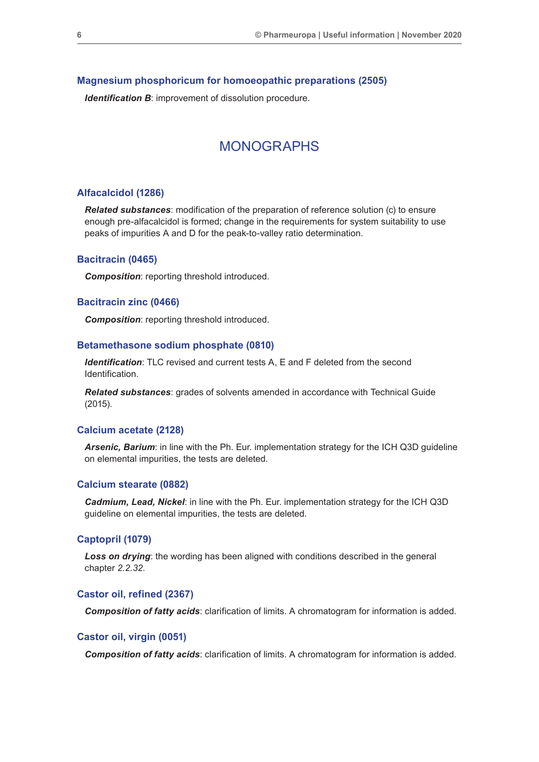### Magnesium phosphoricum for homoeopathic preparations (2505)

***Identification B***: improvement of dissolution procedure.

## MONOGRAPHS

### Alfacalcidol (1286)

***Related substances***: modification of the preparation of reference solution (c) to ensure enough pre-alfacalcidol is formed; change in the requirements for system suitability to use peaks of impurities A and D for the peak-to-valley ratio determination.

### Bacitracin (0465)

***Composition***: reporting threshold introduced.

### Bacitracin zinc (0466)

***Composition***: reporting threshold introduced.

### Betamethasone sodium phosphate (0810)

***Identification***: TLC revised and current tests A, E and F deleted from the second Identification.

***Related substances***: grades of solvents amended in accordance with Technical Guide (2015).

### Calcium acetate (2128)

***Arsenic, Barium***: in line with the Ph. Eur. implementation strategy for the ICH Q3D guideline on elemental impurities, the tests are deleted.

### Calcium stearate (0882)

***Cadmium, Lead, Nickel***: in line with the Ph. Eur. implementation strategy for the ICH Q3D guideline on elemental impurities, the tests are deleted.

### Captopril (1079)

***Loss on drying***: the wording has been aligned with conditions described in the general chapter *2.2.32*.

### Castor oil, refined (2367)

***Composition of fatty acids***: clarification of limits. A chromatogram for information is added.

### Castor oil, virgin (0051)

***Composition of fatty acids***: clarification of limits. A chromatogram for information is added.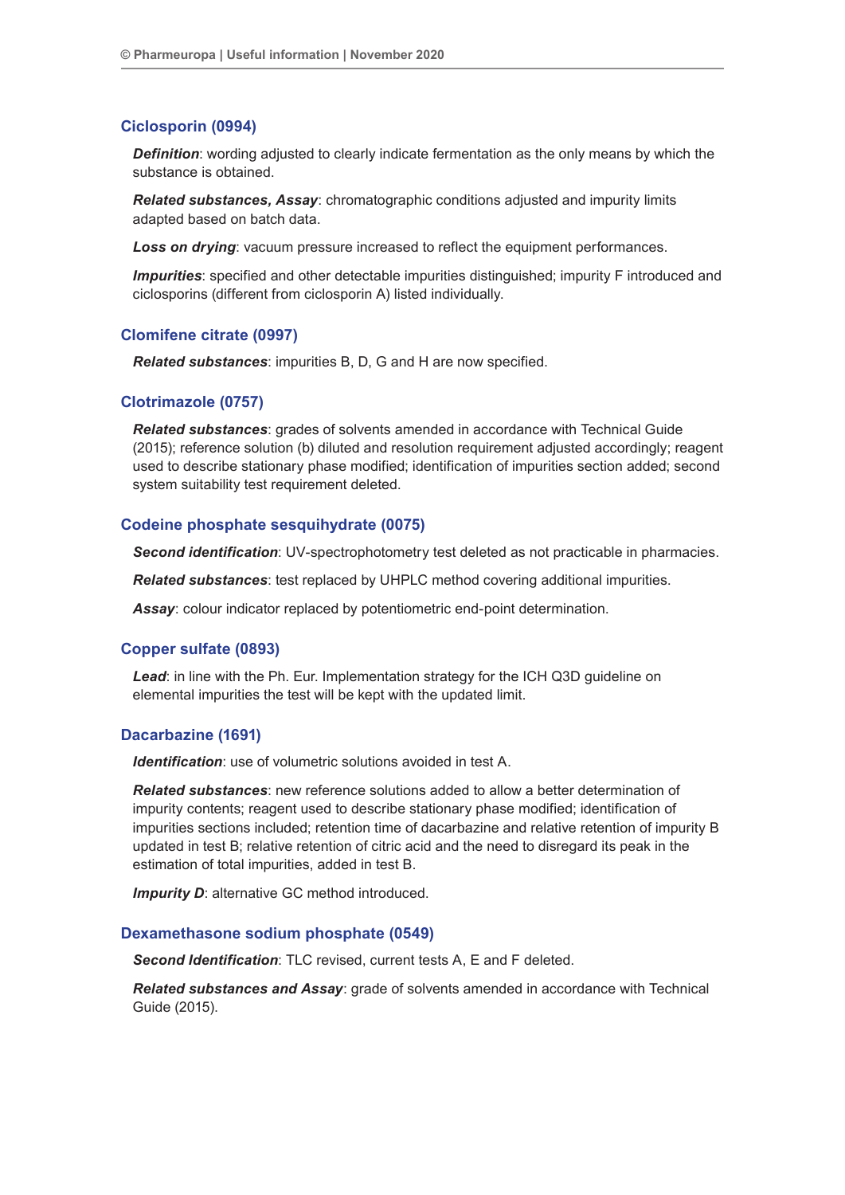### Ciclosporin (0994)

***Definition***: wording adjusted to clearly indicate fermentation as the only means by which the substance is obtained.

***Related substances, Assay***: chromatographic conditions adjusted and impurity limits adapted based on batch data.

***Loss on drying***: vacuum pressure increased to reflect the equipment performances.

***Impurities***: specified and other detectable impurities distinguished; impurity F introduced and ciclosporins (different from ciclosporin A) listed individually.

### Clomifene citrate (0997)

***Related substances***: impurities B, D, G and H are now specified.

### Clotrimazole (0757)

***Related substances***: grades of solvents amended in accordance with Technical Guide (2015); reference solution (b) diluted and resolution requirement adjusted accordingly; reagent used to describe stationary phase modified; identification of impurities section added; second system suitability test requirement deleted.

### Codeine phosphate sesquihydrate (0075)

***Second identification***: UV-spectrophotometry test deleted as not practicable in pharmacies.

***Related substances***: test replaced by UHPLC method covering additional impurities.

***Assay***: colour indicator replaced by potentiometric end-point determination.

### Copper sulfate (0893)

***Lead***: in line with the Ph. Eur. Implementation strategy for the ICH Q3D guideline on elemental impurities the test will be kept with the updated limit.

### Dacarbazine (1691)

***Identification***: use of volumetric solutions avoided in test A.

***Related substances***: new reference solutions added to allow a better determination of impurity contents; reagent used to describe stationary phase modified; identification of impurities sections included; retention time of dacarbazine and relative retention of impurity B updated in test B; relative retention of citric acid and the need to disregard its peak in the estimation of total impurities, added in test B.

***Impurity D***: alternative GC method introduced.

### Dexamethasone sodium phosphate (0549)

***Second Identification***: TLC revised, current tests A, E and F deleted.

***Related substances and Assay***: grade of solvents amended in accordance with Technical Guide (2015).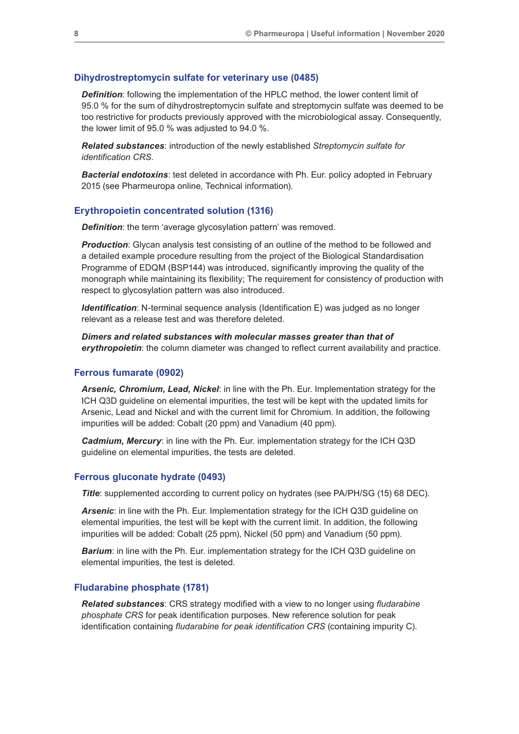### Dihydrostreptomycin sulfate for veterinary use (0485)

***Definition***: following the implementation of the HPLC method, the lower content limit of 95.0 % for the sum of dihydrostreptomycin sulfate and streptomycin sulfate was deemed to be too restrictive for products previously approved with the microbiological assay. Consequently, the lower limit of 95.0 % was adjusted to 94.0 %.

***Related substances***: introduction of the newly established *Streptomycin sulfate for identification CRS*.

***Bacterial endotoxins***: test deleted in accordance with Ph. Eur. policy adopted in February 2015 (see Pharmeuropa online, Technical information).

### Erythropoietin concentrated solution (1316)

***Definition***: the term 'average glycosylation pattern' was removed.

***Production***: Glycan analysis test consisting of an outline of the method to be followed and a detailed example procedure resulting from the project of the Biological Standardisation Programme of EDQM (BSP144) was introduced, significantly improving the quality of the monograph while maintaining its flexibility; The requirement for consistency of production with respect to glycosylation pattern was also introduced.

***Identification***: N-terminal sequence analysis (Identification E) was judged as no longer relevant as a release test and was therefore deleted.

***Dimers and related substances with molecular masses greater than that of erythropoietin***: the column diameter was changed to reflect current availability and practice.

### Ferrous fumarate (0902)

***Arsenic, Chromium, Lead, Nickel***: in line with the Ph. Eur. Implementation strategy for the ICH Q3D guideline on elemental impurities, the test will be kept with the updated limits for Arsenic, Lead and Nickel and with the current limit for Chromium. In addition, the following impurities will be added: Cobalt (20 ppm) and Vanadium (40 ppm).

***Cadmium, Mercury***: in line with the Ph. Eur. implementation strategy for the ICH Q3D guideline on elemental impurities, the tests are deleted.

### Ferrous gluconate hydrate (0493)

***Title***: supplemented according to current policy on hydrates (see PA/PH/SG (15) 68 DEC).

***Arsenic***: in line with the Ph. Eur. Implementation strategy for the ICH Q3D guideline on elemental impurities, the test will be kept with the current limit. In addition, the following impurities will be added: Cobalt (25 ppm), Nickel (50 ppm) and Vanadium (50 ppm).

***Barium***: in line with the Ph. Eur. implementation strategy for the ICH Q3D guideline on elemental impurities, the test is deleted.

### Fludarabine phosphate (1781)

***Related substances***: CRS strategy modified with a view to no longer using *fludarabine phosphate CRS* for peak identification purposes. New reference solution for peak identification containing *fludarabine for peak identification CRS* (containing impurity C).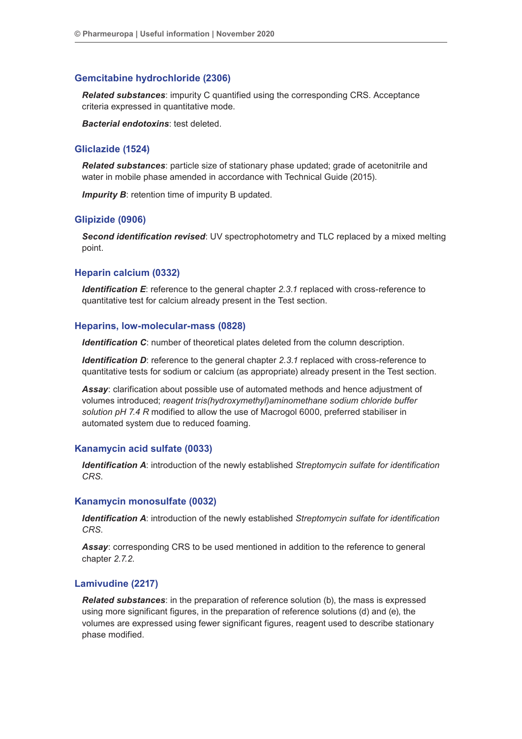### Gemcitabine hydrochloride (2306)

***Related substances***: impurity C quantified using the corresponding CRS. Acceptance criteria expressed in quantitative mode.

***Bacterial endotoxins***: test deleted.

### Gliclazide (1524)

***Related substances***: particle size of stationary phase updated; grade of acetonitrile and water in mobile phase amended in accordance with Technical Guide (2015).

***Impurity B***: retention time of impurity B updated.

### Glipizide (0906)

***Second identification revised***: UV spectrophotometry and TLC replaced by a mixed melting point.

### Heparin calcium (0332)

***Identification E***: reference to the general chapter *2.3.1* replaced with cross-reference to quantitative test for calcium already present in the Test section.

### Heparins, low-molecular-mass (0828)

***Identification C***: number of theoretical plates deleted from the column description.

***Identification D***: reference to the general chapter *2.3.1* replaced with cross-reference to quantitative tests for sodium or calcium (as appropriate) already present in the Test section.

***Assay***: clarification about possible use of automated methods and hence adjustment of volumes introduced; *reagent tris(hydroxymethyl)aminomethane sodium chloride buffer solution pH 7.4 R* modified to allow the use of Macrogol 6000, preferred stabiliser in automated system due to reduced foaming.

### Kanamycin acid sulfate (0033)

***Identification A***: introduction of the newly established *Streptomycin sulfate for identification CRS*.

### Kanamycin monosulfate (0032)

***Identification A***: introduction of the newly established *Streptomycin sulfate for identification CRS*.

***Assay***: corresponding CRS to be used mentioned in addition to the reference to general chapter *2.7.2*.

### Lamivudine (2217)

***Related substances***: in the preparation of reference solution (b), the mass is expressed using more significant figures, in the preparation of reference solutions (d) and (e), the volumes are expressed using fewer significant figures, reagent used to describe stationary phase modified.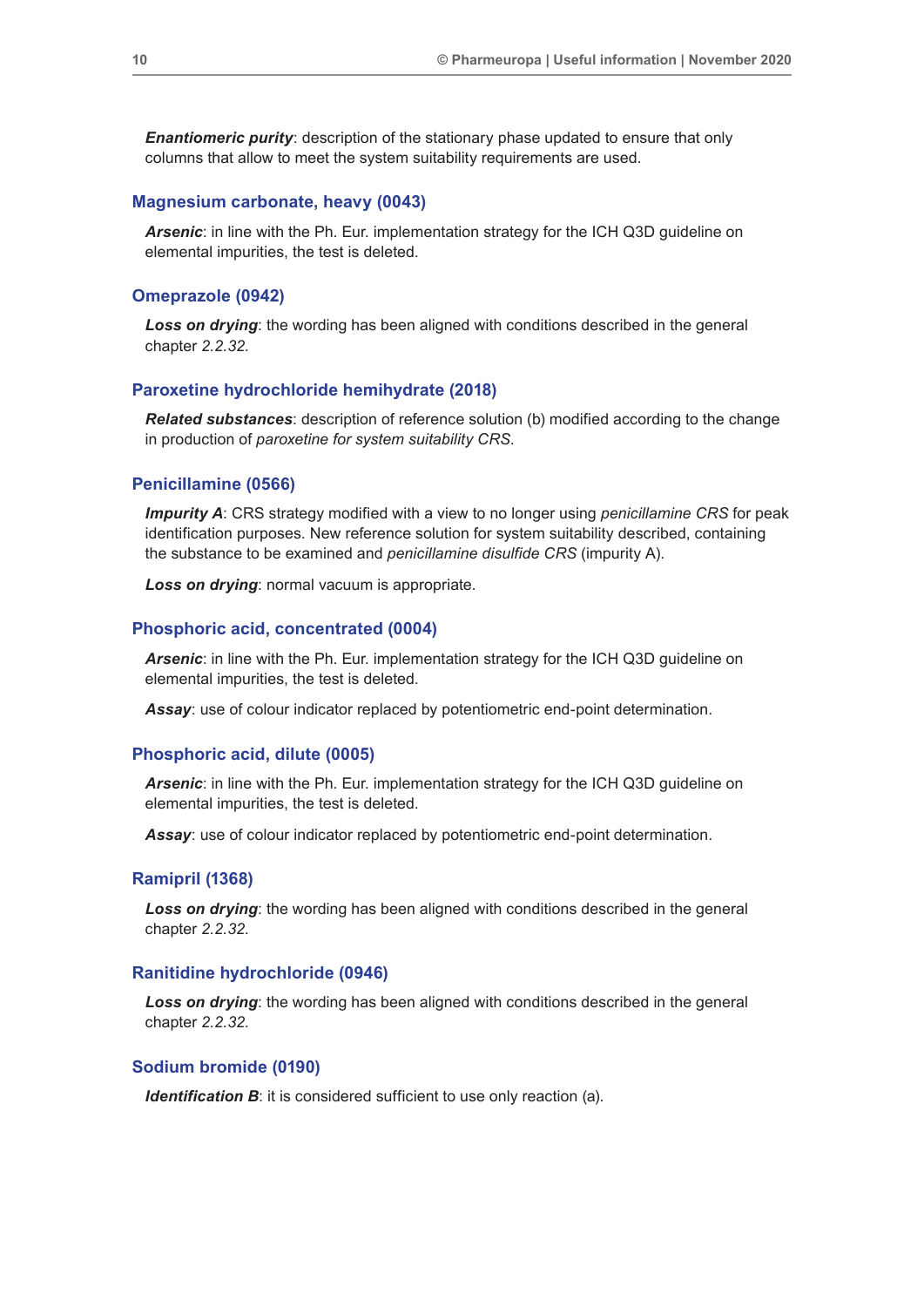***Enantiomeric purity***: description of the stationary phase updated to ensure that only columns that allow to meet the system suitability requirements are used.

### Magnesium carbonate, heavy (0043)

***Arsenic***: in line with the Ph. Eur. implementation strategy for the ICH Q3D guideline on elemental impurities, the test is deleted.

### Omeprazole (0942)

***Loss on drying***: the wording has been aligned with conditions described in the general chapter *2.2.32*.

### Paroxetine hydrochloride hemihydrate (2018)

***Related substances***: description of reference solution (b) modified according to the change in production of *paroxetine for system suitability CRS*.

### Penicillamine (0566)

***Impurity A***: CRS strategy modified with a view to no longer using *penicillamine CRS* for peak identification purposes. New reference solution for system suitability described, containing the substance to be examined and *penicillamine disulfide CRS* (impurity A).

***Loss on drying***: normal vacuum is appropriate.

### Phosphoric acid, concentrated (0004)

***Arsenic***: in line with the Ph. Eur. implementation strategy for the ICH Q3D guideline on elemental impurities, the test is deleted.

***Assay***: use of colour indicator replaced by potentiometric end-point determination.

### Phosphoric acid, dilute (0005)

***Arsenic***: in line with the Ph. Eur. implementation strategy for the ICH Q3D guideline on elemental impurities, the test is deleted.

***Assay***: use of colour indicator replaced by potentiometric end-point determination.

### Ramipril (1368)

***Loss on drying***: the wording has been aligned with conditions described in the general chapter *2.2.32*.

### Ranitidine hydrochloride (0946)

***Loss on drying***: the wording has been aligned with conditions described in the general chapter *2.2.32*.

### Sodium bromide (0190)

***Identification B***: it is considered sufficient to use only reaction (a).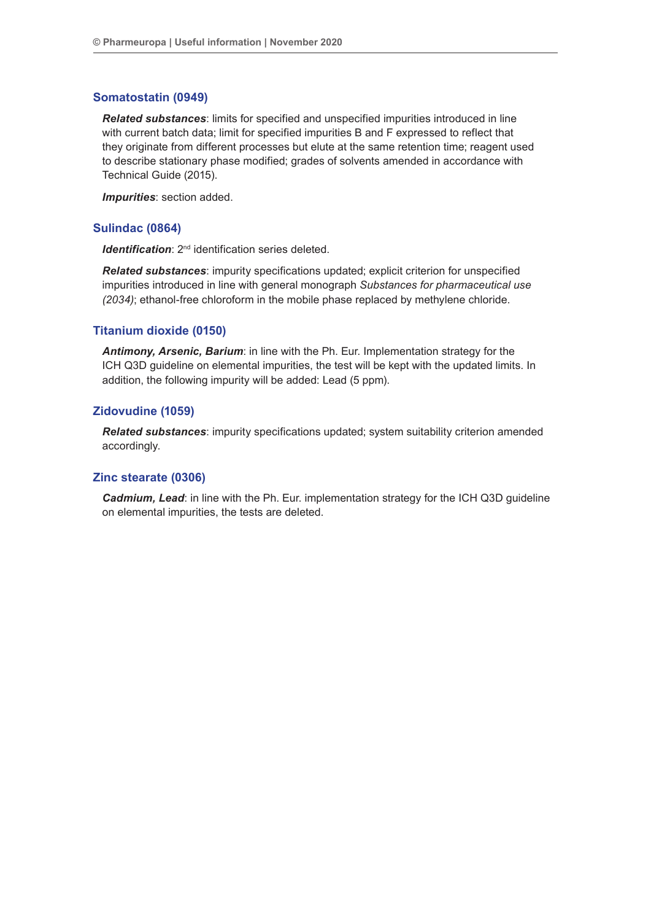### Somatostatin (0949)

***Related substances***: limits for specified and unspecified impurities introduced in line with current batch data; limit for specified impurities B and F expressed to reflect that they originate from different processes but elute at the same retention time; reagent used to describe stationary phase modified; grades of solvents amended in accordance with Technical Guide (2015).

***Impurities***: section added.

### Sulindac (0864)

***Identification***: 2nd identification series deleted.

***Related substances***: impurity specifications updated; explicit criterion for unspecified impurities introduced in line with general monograph *Substances for pharmaceutical use (2034)*; ethanol-free chloroform in the mobile phase replaced by methylene chloride.

### Titanium dioxide (0150)

***Antimony, Arsenic, Barium***: in line with the Ph. Eur. Implementation strategy for the ICH Q3D guideline on elemental impurities, the test will be kept with the updated limits. In addition, the following impurity will be added: Lead (5 ppm).

### Zidovudine (1059)

***Related substances***: impurity specifications updated; system suitability criterion amended accordingly.

### Zinc stearate (0306)

***Cadmium, Lead***: in line with the Ph. Eur. implementation strategy for the ICH Q3D guideline on elemental impurities, the tests are deleted.